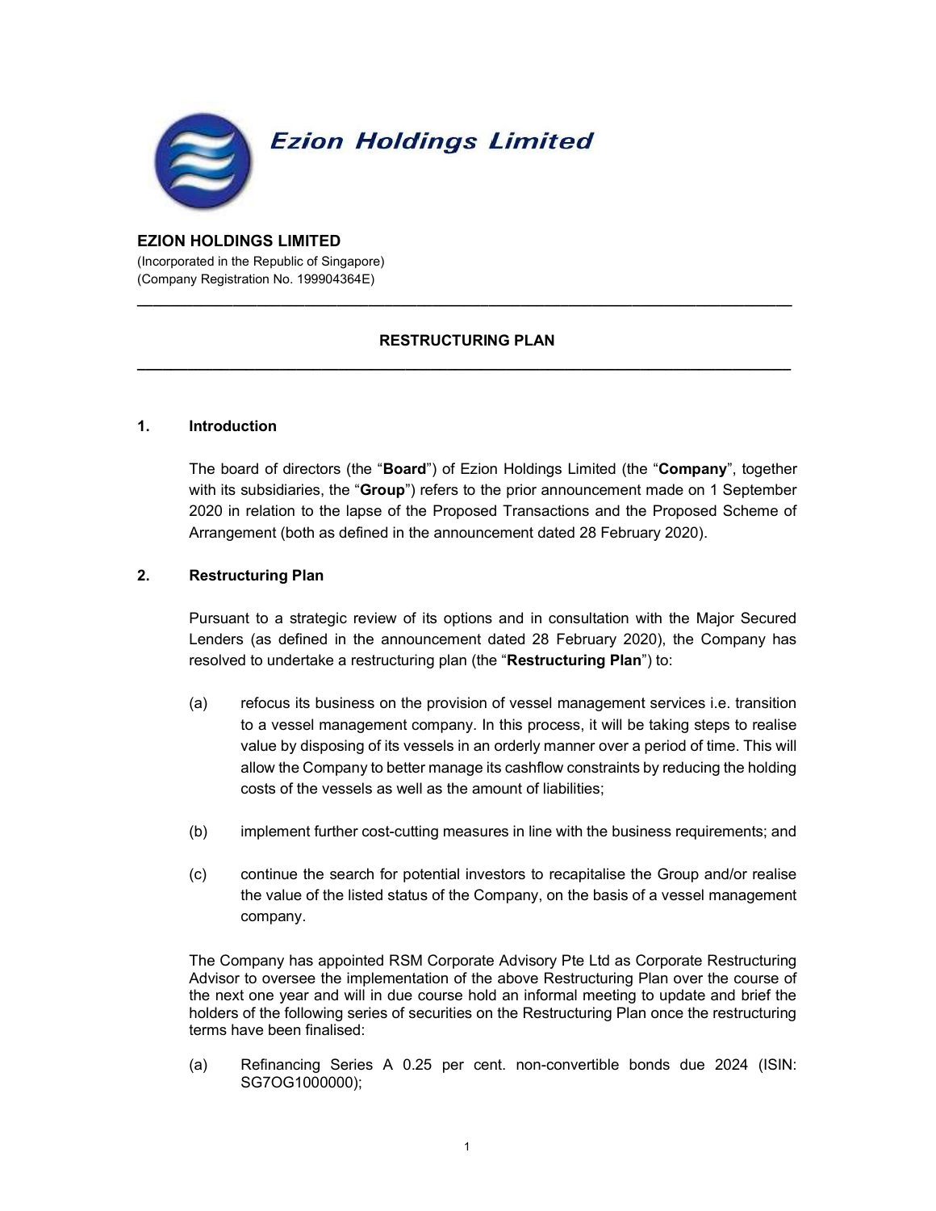**Ezion Holdings Limited**

**EZION HOLDINGS LIMITED**
(Incorporated in the Republic of Singapore)
(Company Registration No. 199904364E)

---

**RESTRUCTURING PLAN**

---

## 1. Introduction

The board of directors (the "**Board**") of Ezion Holdings Limited (the "**Company**", together with its subsidiaries, the "**Group**") refers to the prior announcement made on 1 September 2020 in relation to the lapse of the Proposed Transactions and the Proposed Scheme of Arrangement (both as defined in the announcement dated 28 February 2020).

## 2. Restructuring Plan

Pursuant to a strategic review of its options and in consultation with the Major Secured Lenders (as defined in the announcement dated 28 February 2020), the Company has resolved to undertake a restructuring plan (the "**Restructuring Plan**") to:

(a) refocus its business on the provision of vessel management services i.e. transition to a vessel management company. In this process, it will be taking steps to realise value by disposing of its vessels in an orderly manner over a period of time. This will allow the Company to better manage its cashflow constraints by reducing the holding costs of the vessels as well as the amount of liabilities;

(b) implement further cost-cutting measures in line with the business requirements; and

(c) continue the search for potential investors to recapitalise the Group and/or realise the value of the listed status of the Company, on the basis of a vessel management company.

The Company has appointed RSM Corporate Advisory Pte Ltd as Corporate Restructuring Advisor to oversee the implementation of the above Restructuring Plan over the course of the next one year and will in due course hold an informal meeting to update and brief the holders of the following series of securities on the Restructuring Plan once the restructuring terms have been finalised:

(a) Refinancing Series A 0.25 per cent. non-convertible bonds due 2024 (ISIN: SG7OG1000000);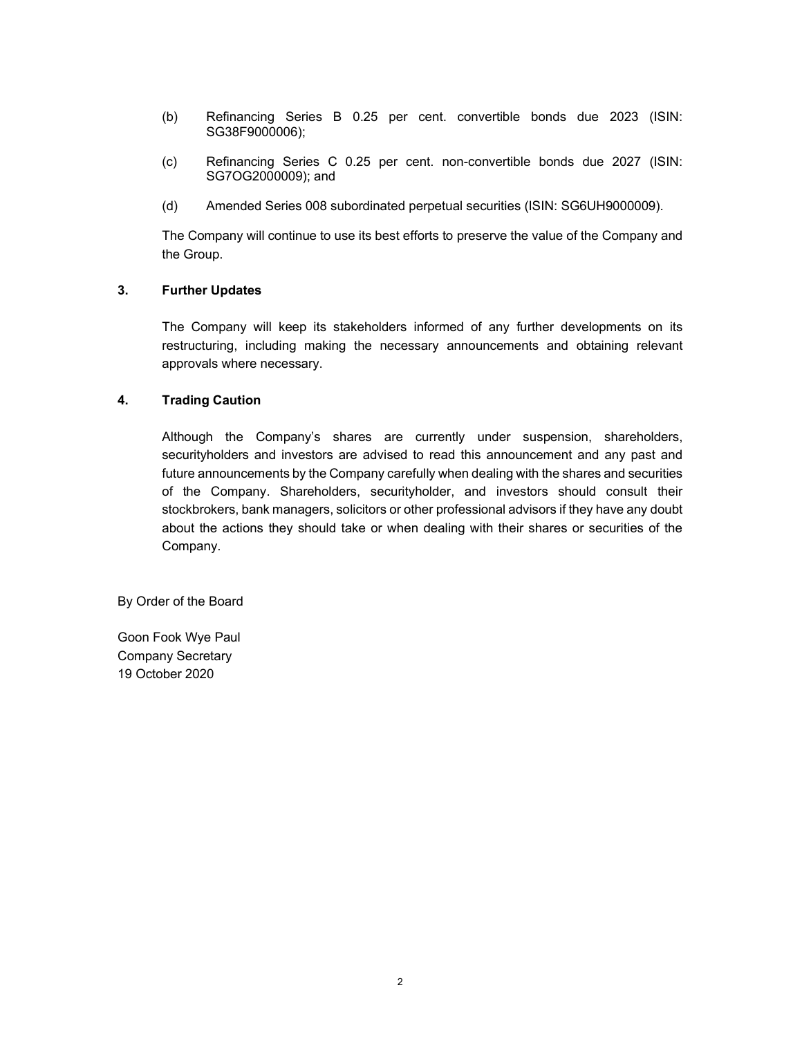(b) Refinancing Series B 0.25 per cent. convertible bonds due 2023 (ISIN: SG38F9000006);

(c) Refinancing Series C 0.25 per cent. non-convertible bonds due 2027 (ISIN: SG7OG2000009); and

(d) Amended Series 008 subordinated perpetual securities (ISIN: SG6UH9000009).

The Company will continue to use its best efforts to preserve the value of the Company and the Group.

**3. Further Updates**

The Company will keep its stakeholders informed of any further developments on its restructuring, including making the necessary announcements and obtaining relevant approvals where necessary.

**4. Trading Caution**

Although the Company's shares are currently under suspension, shareholders, securityholders and investors are advised to read this announcement and any past and future announcements by the Company carefully when dealing with the shares and securities of the Company. Shareholders, securityholder, and investors should consult their stockbrokers, bank managers, solicitors or other professional advisors if they have any doubt about the actions they should take or when dealing with their shares or securities of the Company.

By Order of the Board

Goon Fook Wye Paul
Company Secretary
19 October 2020